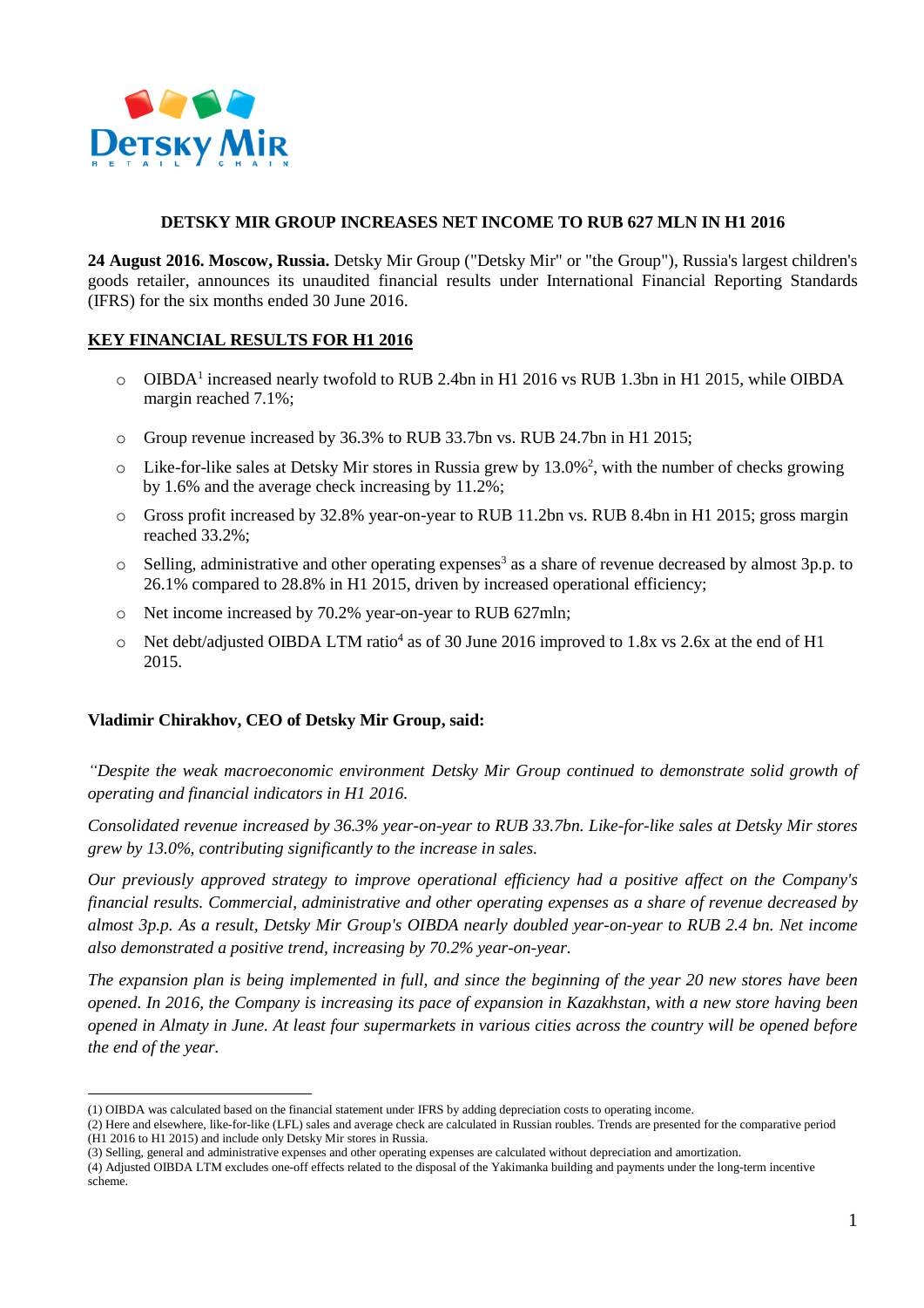**DETSKY MIR GROUP INCREASES NET INCOME TO RUB 627 MLN IN H1 2016**

**24 August 2016. Moscow, Russia.** Detsky Mir Group ("Detsky Mir" or "the Group"), Russia's largest children's goods retailer, announces its unaudited financial results under International Financial Reporting Standards (IFRS) for the six months ended 30 June 2016.

## KEY FINANCIAL RESULTS FOR H1 2016

- OIBDA[1] increased nearly twofold to RUB 2.4bn in H1 2016 vs RUB 1.3bn in H1 2015, while OIBDA margin reached 7.1%;
- Group revenue increased by 36.3% to RUB 33.7bn vs. RUB 24.7bn in H1 2015;
- Like-for-like sales at Detsky Mir stores in Russia grew by 13.0%[2], with the number of checks growing by 1.6% and the average check increasing by 11.2%;
- Gross profit increased by 32.8% year-on-year to RUB 11.2bn vs. RUB 8.4bn in H1 2015; gross margin reached 33.2%;
- Selling, administrative and other operating expenses[3] as a share of revenue decreased by almost 3p.p. to 26.1% compared to 28.8% in H1 2015, driven by increased operational efficiency;
- Net income increased by 70.2% year-on-year to RUB 627mln;
- Net debt/adjusted OIBDA LTM ratio[4] as of 30 June 2016 improved to 1.8x vs 2.6x at the end of H1 2015.

**Vladimir Chirakhov, CEO of Detsky Mir Group, said:**

*"Despite the weak macroeconomic environment Detsky Mir Group continued to demonstrate solid growth of operating and financial indicators in H1 2016.*

*Consolidated revenue increased by 36.3% year-on-year to RUB 33.7bn. Like-for-like sales at Detsky Mir stores grew by 13.0%, contributing significantly to the increase in sales.*

*Our previously approved strategy to improve operational efficiency had a positive affect on the Company's financial results. Commercial, administrative and other operating expenses as a share of revenue decreased by almost 3p.p. As a result, Detsky Mir Group's OIBDA nearly doubled year-on-year to RUB 2.4 bn. Net income also demonstrated a positive trend, increasing by 70.2% year-on-year.*

*The expansion plan is being implemented in full, and since the beginning of the year 20 new stores have been opened. In 2016, the Company is increasing its pace of expansion in Kazakhstan, with a new store having been opened in Almaty in June. At least four supermarkets in various cities across the country will be opened before the end of the year.*

---

(1) OIBDA was calculated based on the financial statement under IFRS by adding depreciation costs to operating income.
(2) Here and elsewhere, like-for-like (LFL) sales and average check are calculated in Russian roubles. Trends are presented for the comparative period (H1 2016 to H1 2015) and include only Detsky Mir stores in Russia.
(3) Selling, general and administrative expenses and other operating expenses are calculated without depreciation and amortization.
(4) Adjusted OIBDA LTM excludes one-off effects related to the disposal of the Yakimanka building and payments under the long-term incentive scheme.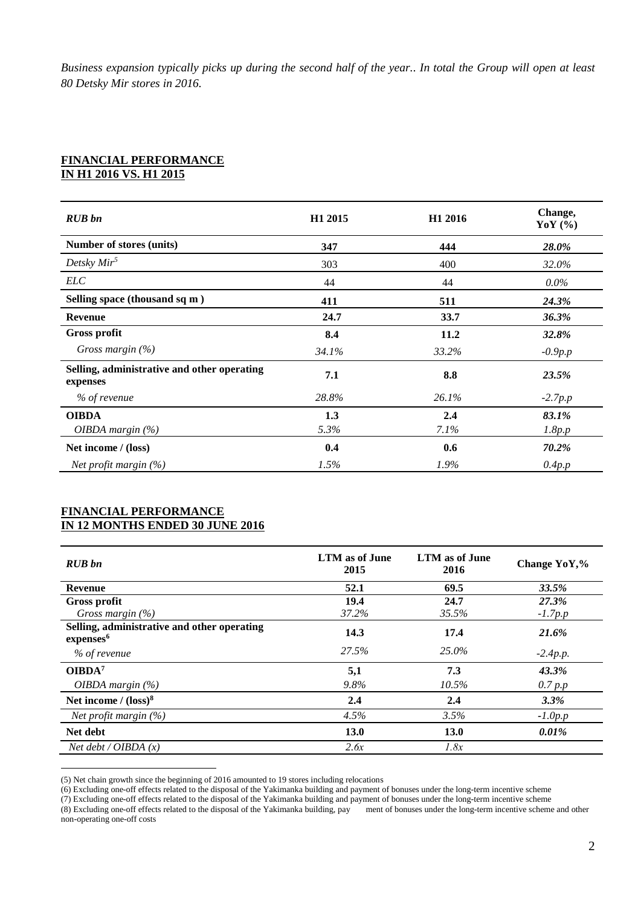*Business expansion typically picks up during the second half of the year.. In total the Group will open at least 80 Detsky Mir stores in 2016.*

## FINANCIAL PERFORMANCE IN H1 2016 VS. H1 2015

| *RUB bn* | H1 2015 | H1 2016 | Change, YoY (%) |
|---|---|---|---|
| **Number of stores (units)** | **347** | **444** | ***28.0%*** |
| *Detsky Mir*[5] | 303 | 400 | *32.0%* |
| *ELC* | 44 | 44 | *0.0%* |
| **Selling space (thousand sq m )** | **411** | **511** | ***24.3%*** |
| **Revenue** | **24.7** | **33.7** | ***36.3%*** |
| **Gross profit** | **8.4** | **11.2** | ***32.8%*** |
| *Gross margin (%)* | *34.1%* | *33.2%* | *-0.9p.p* |
| **Selling, administrative and other operating expenses** | **7.1** | **8.8** | ***23.5%*** |
| *% of revenue* | *28.8%* | *26.1%* | *-2.7p.p* |
| **OIBDA** | **1.3** | **2.4** | ***83.1%*** |
| *OIBDA margin (%)* | *5.3%* | *7.1%* | *1.8p.p* |
| **Net income / (loss)** | **0.4** | **0.6** | ***70.2%*** |
| *Net profit margin (%)* | *1.5%* | *1.9%* | *0.4p.p* |

## FINANCIAL PERFORMANCE IN 12 MONTHS ENDED 30 JUNE 2016

| *RUB bn* | LTM as of June 2015 | LTM as of June 2016 | Change YoY,% |
|---|---|---|---|
| **Revenue** | **52.1** | **69.5** | ***33.5%*** |
| **Gross profit** | **19.4** | **24.7** | ***27.3%*** |
| *Gross margin (%)* | *37.2%* | *35.5%* | *-1.7p.p* |
| **Selling, administrative and other operating expenses**[6] | **14.3** | **17.4** | ***21.6%*** |
| *% of revenue* | *27.5%* | *25.0%* | *-2.4p.p.* |
| **OIBDA**[7] | **5,1** | **7.3** | ***43.3%*** |
| *OIBDA margin (%)* | *9.8%* | *10.5%* | *0.7 p.p* |
| **Net income / (loss)**[8] | **2.4** | **2.4** | ***3.3%*** |
| *Net profit margin (%)* | *4.5%* | *3.5%* | *-1.0p.p* |
| **Net debt** | **13.0** | **13.0** | ***0.01%*** |
| *Net debt / OIBDA (x)* | *2.6x* | *1.8x* | |

(5) Net chain growth since the beginning of 2016 amounted to 19 stores including relocations

(6) Excluding one-off effects related to the disposal of the Yakimanka building and payment of bonuses under the long-term incentive scheme

(7) Excluding one-off effects related to the disposal of the Yakimanka building and payment of bonuses under the long-term incentive scheme

(8) Excluding one-off effects related to the disposal of the Yakimanka building, payment of bonuses under the long-term incentive scheme and other non-operating one-off costs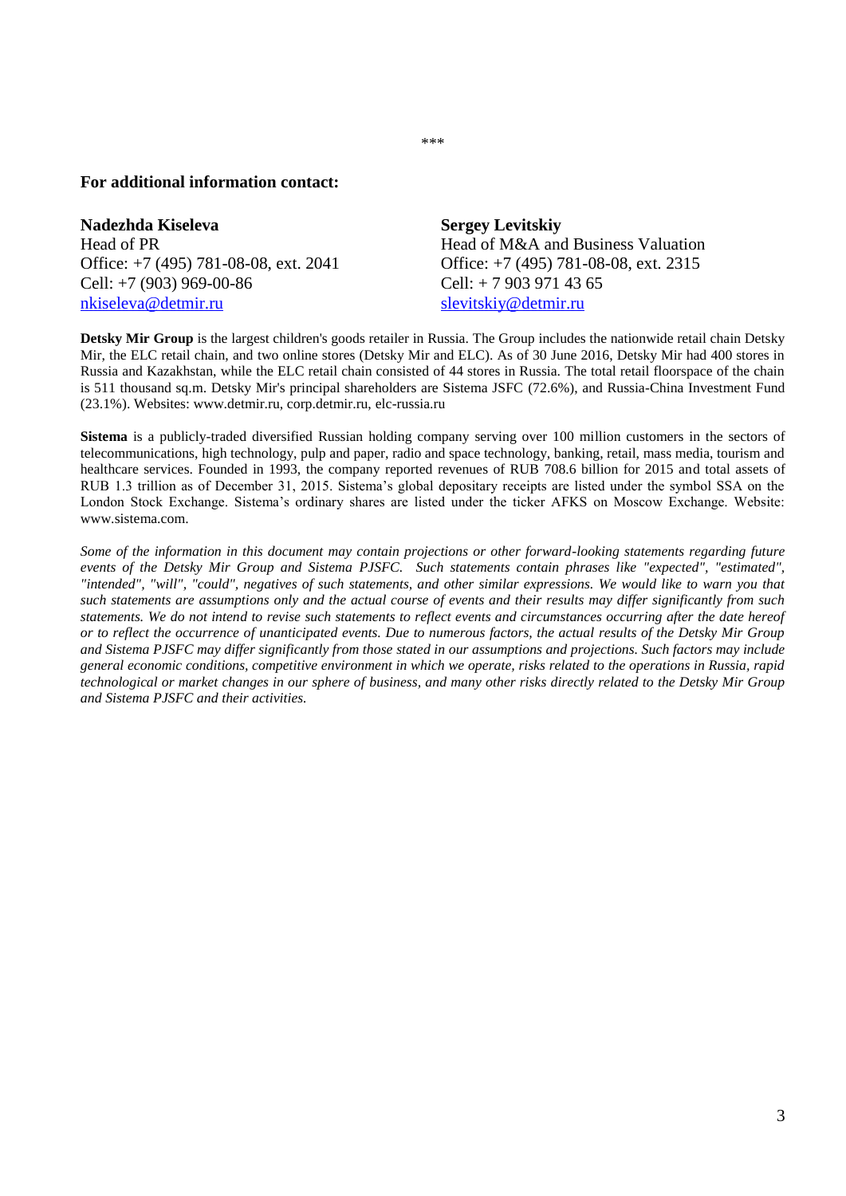***

**For additional information contact:**

**Nadezhda Kiseleva**
Head of PR
Office: +7 (495) 781-08-08, ext. 2041
Cell: +7 (903) 969-00-86
nkiseleva@detmir.ru

**Sergey Levitskiy**
Head of M&A and Business Valuation
Office: +7 (495) 781-08-08, ext. 2315
Cell: + 7 903 971 43 65
slevitskiy@detmir.ru

**Detsky Mir Group** is the largest children's goods retailer in Russia. The Group includes the nationwide retail chain Detsky Mir, the ELC retail chain, and two online stores (Detsky Mir and ELC). As of 30 June 2016, Detsky Mir had 400 stores in Russia and Kazakhstan, while the ELC retail chain consisted of 44 stores in Russia. The total retail floorspace of the chain is 511 thousand sq.m. Detsky Mir's principal shareholders are Sistema JSFC (72.6%), and Russia-China Investment Fund (23.1%). Websites: www.detmir.ru, corp.detmir.ru, elc-russia.ru

**Sistema** is a publicly-traded diversified Russian holding company serving over 100 million customers in the sectors of telecommunications, high technology, pulp and paper, radio and space technology, banking, retail, mass media, tourism and healthcare services. Founded in 1993, the company reported revenues of RUB 708.6 billion for 2015 and total assets of RUB 1.3 trillion as of December 31, 2015. Sistema's global depositary receipts are listed under the symbol SSA on the London Stock Exchange. Sistema's ordinary shares are listed under the ticker AFKS on Moscow Exchange. Website: www.sistema.com.

*Some of the information in this document may contain projections or other forward-looking statements regarding future events of the Detsky Mir Group and Sistema PJSFC. Such statements contain phrases like "expected", "estimated", "intended", "will", "could", negatives of such statements, and other similar expressions. We would like to warn you that such statements are assumptions only and the actual course of events and their results may differ significantly from such statements. We do not intend to revise such statements to reflect events and circumstances occurring after the date hereof or to reflect the occurrence of unanticipated events. Due to numerous factors, the actual results of the Detsky Mir Group and Sistema PJSFC may differ significantly from those stated in our assumptions and projections. Such factors may include general economic conditions, competitive environment in which we operate, risks related to the operations in Russia, rapid technological or market changes in our sphere of business, and many other risks directly related to the Detsky Mir Group and Sistema PJSFC and their activities.*